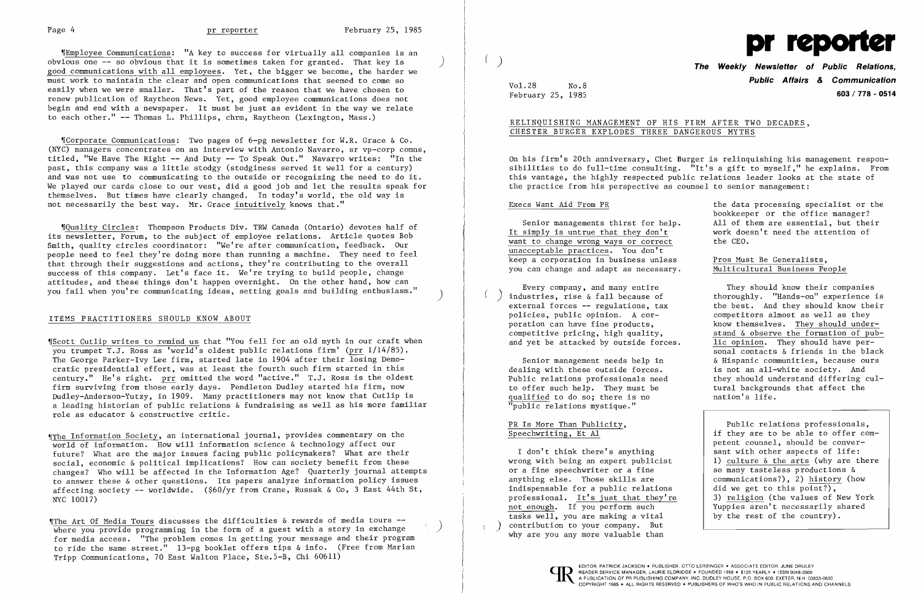¶Employee Communications: "A key to success for virtually all companies is an obvious one -- so obvious that it is sometimes taken for granted. That key is good communications with all employees. Yet, the bigger we become, the harder we must work to maintain the clear and open communications that seemed to come so easily when we were smaller. That's part of the reason that we have chosen to renew publication of Raytheon News. Yet, good employee communications does not begin and end with a newspaper. It must be just as evident in the way we relate to each other." -- Thomas L. Phillips, chrm, Raytheon (Lexington, Mass.)

¶Corporate Communications: Two pages of 6-pg newsletter for W.R. Grace & Co. (NYC) managers concentrates on an interview with Antonio Navarro, sr vp-corp comns, titled, "We Have The Right -- And Duty -- To Speak Out." Navarro writes: "In the past, this company was a little stodgy (stodginess served it well for a century) and was not use to communicating to the outside or recognizing the need to do it. We played our cards close to our vest, did a good job and let the results speak for themselves. But times have clearly changed. In today's world, the old way is not necessarily the best way. Mr. Grace intuitively knows that."

¶Quality Circles: Thompson Products Div. TRW Canada (Ontario) devotes half of its newsletter, Forum, to the subject of employee relations. Article quotes Bob Smith, quality circles coordinator: "We're after communication, feedback. Our people need to feel they're doing more than running a machine. They need to feel that through their suggestions and actions, they're contributing to the overall success of this company. Let's face it. We're trying to build people, change attitudes, and these things don't happen overnight. On the other hand, how can you fail when you're communicating ideas, setting goals and building enthusiasm."

## ITEMS PRACTITIONERS SHOULD KNOW ABOUT

¶Scott Cutlip writes to remind us that "You fell for an old myth in our craft when you trumpet T.J. Ross as 'world's oldest public relations firm' (prr 1/14/85). The George Parker-Ivy Lee firm, started late in 1904 after their losing Democratic presidential effort, was at least the fourth such firm started in this century." He's right. prr omitted the word "active." T.J. Ross is the oldest firm surviving from those early days. Pendleton Dudley started his firm, now Dudley-Anderson-Yutzy, in 1909. Many practitioners may not know that Cutlip is a leading historian of public relations & fundraising as well as his more familiar role as educator & constructive critic.

¶The Information Society, an international journal, provides commentary on the world of information. How will information science & technology affect our future? What are the major issues facing public policymakers? What are their social, economic & political implications? How can society benefit from these changes? Who will be affected in the Information Age? Quarterly journal attempts to answer these & other questions. Its papers analyze information policy issues affecting society -- worldwide. ($60/yr from Crane, Russak & Co, 3 East 44th St, NYC 10017)

¶The Art Of Media Tours discusses the difficulties & rewards of media tours -- where you provide programming in the form of a guest with a story in exchange for media access. "The problem comes in getting your message and their program to ride the same street." 13-pg booklet offers tips & info. (Free from Marian Tripp Communications, 70 East Walton Place, Ste.5-B, Chi 60611)

# pr reporter

**The Weekly Newsletter of Public Relations, Public Affairs & Communication**

**603 / 778 - 0514**

Vol.28 No.8
February 25, 1985

## RELINQUISHING MANAGEMENT OF HIS FIRM AFTER TWO DECADES, CHESTER BURGER EXPLODES THREE DANGEROUS MYTHS

On his firm's 20th anniversary, Chet Burger is relinquishing his management responsibilities to do full-time consulting. "It's a gift to myself," he explains. From this vantage, the highly respected public relations leader looks at the state of the practice from his perspective as counsel to senior management:

### Execs Want Aid From PR

Senior managements thirst for help. It simply is untrue that they don't want to change wrong ways or correct unacceptable practices. You don't keep a corporation in business unless you can change and adapt as necessary.

Every company, and many entire industries, rise & fall because of external forces -- regulations, tax policies, public opinion. A corporation can have fine products, competitive pricing, high quality, and yet be attacked by outside forces.

Senior management needs help in dealing with these outside forces. Public relations professionals need to offer such help. They must be qualified to do so; there is no "public relations mystique."

### PR Is More Than Publicity, Speechwriting, Et Al

I don't think there's anything wrong with being an expert publicist or a fine speechwriter or a fine anything else. Those skills are indispensable for a public relations professional. It's just that they're not enough. If you perform such tasks well, you are making a vital contribution to your company. But why are you any more valuable than the data processing specialist or the bookkeeper or the office manager? All of them are essential, but their work doesn't need the attention of the CEO.

### Pros Must Be Generalists, Multicultural Business People

They should know their companies thoroughly. "Hands-on" experience is the best. And they should know their competitors almost as well as they know themselves. They should understand & observe the formation of public opinion. They should have personal contacts & friends in the black & Hispanic communities, because ours is not an all-white society. And they should understand differing cultural backgrounds that affect the nation's life.

Public relations professionals, if they are to be able to offer competent counsel, should be conversant with other aspects of life: 1) culture & the arts (why are there so many tasteless productions & communications?), 2) history (how did we get to this point?), 3) religion (the values of New York Yuppies aren't necessarily shared by the rest of the country).

EDITOR, PATRICK JACKSON • PUBLISHER, OTTO LERBINGER • ASSOCIATE EDITOR, JUNE DRULEY
READER SERVICE MANAGER, LAURIE ELDRIDGE • FOUNDED 1958 • $125 YEARLY • ISSN 0048-2609
A PUBLICATION OF PR PUBLISHING COMPANY, INC. DUDLEY HOUSE, P.O. BOX 600, EXETER, N.H. 03833-0600
COPYRIGHT 1985 • ALL RIGHTS RESERVED • PUBLISHERS OF WHO'S WHO IN PUBLIC RELATIONS AND CHANNELS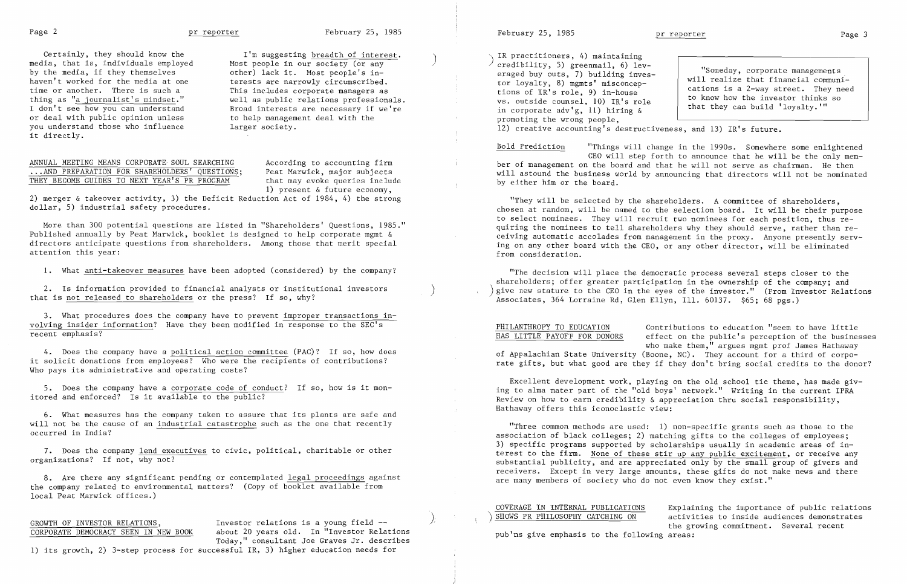Certainly, they should know the media, that is, individuals employed by the media, if they themselves haven't worked for the media at one time or another. There is such a thing as "a journalist's mindset." I don't see how you can understand or deal with public opinion unless you understand those who influence it directly.

I'm suggesting breadth of interest. Most people in our society (or any other) lack it. Most people's interests are narrowly circumscribed. This includes corporate managers as well as public relations professionals. Broad interests are necessary if we're to help management deal with the larger society.

## ANNUAL MEETING MEANS CORPORATE SOUL SEARCHING ...AND PREPARATION FOR SHAREHOLDERS' QUESTIONS; THEY BECOME GUIDES TO NEXT YEAR'S PR PROGRAM

According to accounting firm Peat Marwick, major subjects that may evoke queries include 1) present & future economy, 2) merger & takeover activity, 3) the Deficit Reduction Act of 1984, 4) the strong dollar, 5) industrial safety procedures.

More than 300 potential questions are listed in "Shareholders' Questions, 1985." Published annually by Peat Marwick, booklet is designed to help corporate mgmt & directors anticipate questions from shareholders. Among those that merit special attention this year:

1. What anti-takeover measures have been adopted (considered) by the company?

2. Is information provided to financial analysts or institutional investors that is not released to shareholders or the press? If so, why?

3. What procedures does the company have to prevent improper transactions involving insider information? Have they been modified in response to the SEC's recent emphasis?

4. Does the company have a political action committee (PAC)? If so, how does it solicit donations from employees? Who were the recipients of contributions? Who pays its administrative and operating costs?

5. Does the company have a corporate code of conduct? If so, how is it monitored and enforced? Is it available to the public?

6. What measures has the company taken to assure that its plants are safe and will not be the cause of an industrial catastrophe such as the one that recently occurred in India?

7. Does the company lend executives to civic, political, charitable or other organizations? If not, why not?

8. Are there any significant pending or contemplated legal proceedings against the company related to environmental matters? (Copy of booklet available from local Peat Marwick offices.)

## GROWTH OF INVESTOR RELATIONS, CORPORATE DEMOCRACY SEEN IN NEW BOOK

Investor relations is a young field -- about 20 years old. In "Investor Relations Today," consultant Joe Graves Jr. describes 1) its growth, 2) 3-step process for successful IR, 3) higher education needs for IR practitioners, 4) maintaining credibility, 5) greenmail, 6) leveraged buy outs, 7) building investor loyalty, 8) mgmts' misconceptions of IR's role, 9) in-house vs. outside counsel, 10) IR's role in corporate adv'g, 11) hiring & promoting the wrong people, 12) creative accounting's destructiveness, and 13) IR's future.

> "Someday, corporate managements will realize that financial communications is a 2-way street. They need to know how the investor thinks so that they can build 'loyalty.'"

Bold Prediction "Things will change in the 1990s. Somewhere some enlightened CEO will step forth to announce that he will be the only member of management on the board and that he will not serve as chairman. He then will astound the business world by announcing that directors will not be nominated by either him or the board.

"They will be selected by the shareholders. A committee of shareholders, chosen at random, will be named to the selection board. It will be their purpose to select nominees. They will recruit two nominees for each position, thus requiring the nominees to tell shareholders why they should serve, rather than receiving automatic accolades from management in the proxy. Anyone presently serving on any other board with the CEO, or any other director, will be eliminated from consideration.

"The decision will place the democratic process several steps closer to the shareholders; offer greater participation in the ownership of the company; and give new stature to the CEO in the eyes of the investor." (From Investor Relations Associates, 364 Lorraine Rd, Glen Ellyn, Ill. 60137. $65; 68 pgs.)

## PHILANTHROPY TO EDUCATION HAS LITTLE PAYOFF FOR DONORS

Contributions to education "seem to have little effect on the public's perception of the businesses who make them," argues mgmt prof James Hathaway of Appalachian State University (Boone, NC). They account for a third of corporate gifts, but what good are they if they don't bring social credits to the donor?

Excellent development work, playing on the old school tie theme, has made giving to alma mater part of the "old boys' network." Writing in the current IPRA Review on how to earn credibility & appreciation thru social responsibility, Hathaway offers this iconoclastic view:

"Three common methods are used: 1) non-specific grants such as those to the association of black colleges; 2) matching gifts to the colleges of employees; 3) specific programs supported by scholarships usually in academic areas of interest to the firm. None of these stir up any public excitement, or receive any substantial publicity, and are appreciated only by the small group of givers and receivers. Except in very large amounts, these gifts do not make news and there are many members of society who do not even know they exist."

## COVERAGE IN INTERNAL PUBLICATIONS SHOWS PR PHILOSOPHY CATCHING ON

Explaining the importance of public relations activities to inside audiences demonstrates the growing commitment. Several recent pub'ns give emphasis to the following areas: